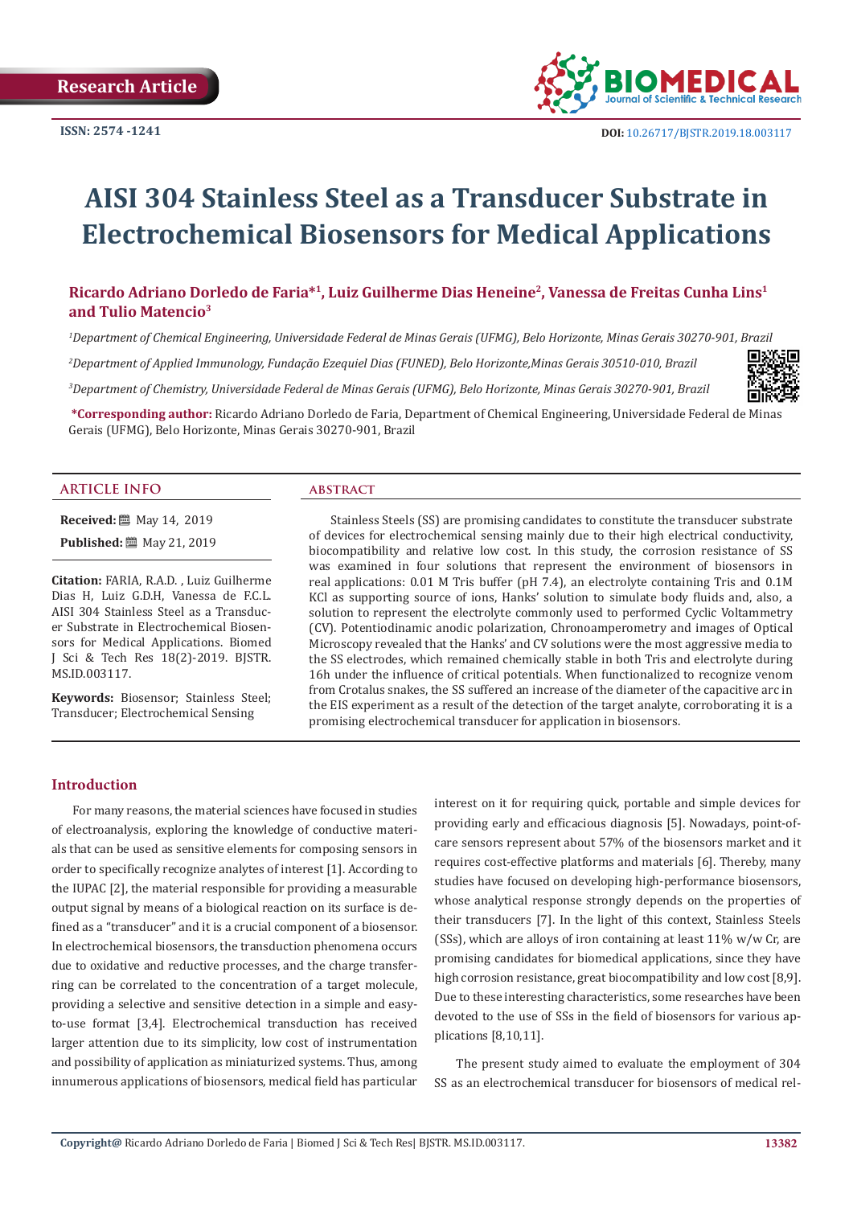Research Article

ISSN: 2574 -1241

DOI: 10.26717/BJSTR.2019.18.003117

# AISI 304 Stainless Steel as a Transducer Substrate in Electrochemical Biosensors for Medical Applications

**Ricardo Adriano Dorledo de Faria*[1], Luiz Guilherme Dias Heneine[2], Vanessa de Freitas Cunha Lins[1] and Tulio Matencio[3]**

*[1]Department of Chemical Engineering, Universidade Federal de Minas Gerais (UFMG), Belo Horizonte, Minas Gerais 30270-901, Brazil*

*[2]Department of Applied Immunology, Fundação Ezequiel Dias (FUNED), Belo Horizonte,Minas Gerais 30510-010, Brazil*

*[3]Department of Chemistry, Universidade Federal de Minas Gerais (UFMG), Belo Horizonte, Minas Gerais 30270-901, Brazil*

**\*Corresponding author:** Ricardo Adriano Dorledo de Faria, Department of Chemical Engineering, Universidade Federal de Minas Gerais (UFMG), Belo Horizonte, Minas Gerais 30270-901, Brazil

## ARTICLE INFO

**Received:** May 14, 2019

**Published:** May 21, 2019

**Citation:** FARIA, R.A.D. , Luiz Guilherme Dias H, Luiz G.D.H, Vanessa de F.C.L. AISI 304 Stainless Steel as a Transducer Substrate in Electrochemical Biosensors for Medical Applications. Biomed J Sci & Tech Res 18(2)-2019. BJSTR. MS.ID.003117.

**Keywords:** Biosensor; Stainless Steel; Transducer; Electrochemical Sensing

## ABSTRACT

Stainless Steels (SS) are promising candidates to constitute the transducer substrate of devices for electrochemical sensing mainly due to their high electrical conductivity, biocompatibility and relative low cost. In this study, the corrosion resistance of SS was examined in four solutions that represent the environment of biosensors in real applications: 0.01 M Tris buffer (pH 7.4), an electrolyte containing Tris and 0.1M KCl as supporting source of ions, Hanks' solution to simulate body fluids and, also, a solution to represent the electrolyte commonly used to performed Cyclic Voltammetry (CV). Potentiodinamic anodic polarization, Chronoamperometry and images of Optical Microscopy revealed that the Hanks' and CV solutions were the most aggressive media to the SS electrodes, which remained chemically stable in both Tris and electrolyte during 16h under the influence of critical potentials. When functionalized to recognize venom from Crotalus snakes, the SS suffered an increase of the diameter of the capacitive arc in the EIS experiment as a result of the detection of the target analyte, corroborating it is a promising electrochemical transducer for application in biosensors.

## Introduction

For many reasons, the material sciences have focused in studies of electroanalysis, exploring the knowledge of conductive materials that can be used as sensitive elements for composing sensors in order to specifically recognize analytes of interest [1]. According to the IUPAC [2], the material responsible for providing a measurable output signal by means of a biological reaction on its surface is defined as a "transducer" and it is a crucial component of a biosensor. In electrochemical biosensors, the transduction phenomena occurs due to oxidative and reductive processes, and the charge transferring can be correlated to the concentration of a target molecule, providing a selective and sensitive detection in a simple and easy-to-use format [3,4]. Electrochemical transduction has received larger attention due to its simplicity, low cost of instrumentation and possibility of application as miniaturized systems. Thus, among innumerous applications of biosensors, medical field has particular interest on it for requiring quick, portable and simple devices for providing early and efficacious diagnosis [5]. Nowadays, point-of-care sensors represent about 57% of the biosensors market and it requires cost-effective platforms and materials [6]. Thereby, many studies have focused on developing high-performance biosensors, whose analytical response strongly depends on the properties of their transducers [7]. In the light of this context, Stainless Steels (SSs), which are alloys of iron containing at least 11% w/w Cr, are promising candidates for biomedical applications, since they have high corrosion resistance, great biocompatibility and low cost [8,9]. Due to these interesting characteristics, some researches have been devoted to the use of SSs in the field of biosensors for various applications [8,10,11].

The present study aimed to evaluate the employment of 304 SS as an electrochemical transducer for biosensors of medical rel-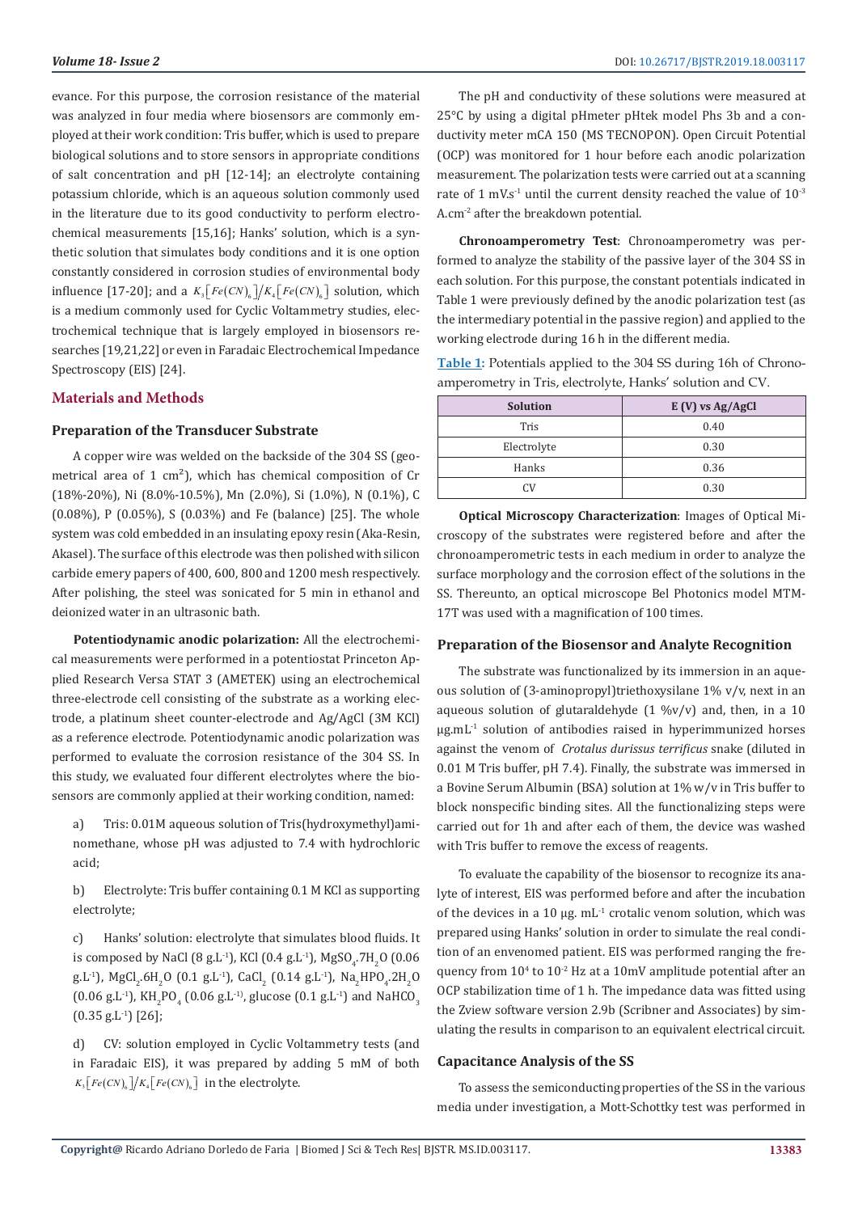evance. For this purpose, the corrosion resistance of the material was analyzed in four media where biosensors are commonly employed at their work condition: Tris buffer, which is used to prepare biological solutions and to store sensors in appropriate conditions of salt concentration and pH [12-14]; an electrolyte containing potassium chloride, which is an aqueous solution commonly used in the literature due to its good conductivity to perform electrochemical measurements [15,16]; Hanks' solution, which is a synthetic solution that simulates body conditions and it is one option constantly considered in corrosion studies of environmental body influence [17-20]; and a $K_3\left[Fe(CN)_6\right]/K_4\left[Fe(CN)_6\right]$ solution, which is a medium commonly used for Cyclic Voltammetry studies, electrochemical technique that is largely employed in biosensors researches [19,21,22] or even in Faradaic Electrochemical Impedance Spectroscopy (EIS) [24].

## Materials and Methods

### Preparation of the Transducer Substrate

A copper wire was welded on the backside of the 304 SS (geometrical area of 1 cm²), which has chemical composition of Cr (18%-20%), Ni (8.0%-10.5%), Mn (2.0%), Si (1.0%), N (0.1%), C (0.08%), P (0.05%), S (0.03%) and Fe (balance) [25]. The whole system was cold embedded in an insulating epoxy resin (Aka-Resin, Akasel). The surface of this electrode was then polished with silicon carbide emery papers of 400, 600, 800 and 1200 mesh respectively. After polishing, the steel was sonicated for 5 min in ethanol and deionized water in an ultrasonic bath.

**Potentiodynamic anodic polarization:** All the electrochemical measurements were performed in a potentiostat Princeton Applied Research Versa STAT 3 (AMETEK) using an electrochemical three-electrode cell consisting of the substrate as a working electrode, a platinum sheet counter-electrode and Ag/AgCl (3M KCl) as a reference electrode. Potentiodynamic anodic polarization was performed to evaluate the corrosion resistance of the 304 SS. In this study, we evaluated four different electrolytes where the biosensors are commonly applied at their working condition, named:

a) Tris: 0.01M aqueous solution of Tris(hydroxymethyl)aminomethane, whose pH was adjusted to 7.4 with hydrochloric acid;

b) Electrolyte: Tris buffer containing 0.1 M KCl as supporting electrolyte;

c) Hanks' solution: electrolyte that simulates blood fluids. It is composed by NaCl (8 $g.L^{-1}$), KCl (0.4 $g.L^{-1}$), $MgSO_4.7H_2O$ (0.06 $g.L^{-1}$), $MgCl_2.6H_2O$ (0.1 $g.L^{-1}$), $CaCl_2$ (0.14 $g.L^{-1}$), $Na_2HPO_4.2H_2O$ (0.06 $g.L^{-1}$), $KH_2PO_4$ (0.06 $g.L^{-1}$), glucose (0.1 $g.L^{-1}$) and $NaHCO_3$ (0.35 $g.L^{-1}$) [26];

d) CV: solution employed in Cyclic Voltammetry tests (and in Faradaic EIS), it was prepared by adding 5 mM of both $K_3\left[Fe(CN)_6\right]/K_4\left[Fe(CN)_6\right]$ in the electrolyte.

The pH and conductivity of these solutions were measured at 25°C by using a digital pHmeter pHtek model Phs 3b and a conductivity meter mCA 150 (MS TECNOPON). Open Circuit Potential (OCP) was monitored for 1 hour before each anodic polarization measurement. The polarization tests were carried out at a scanning rate of 1 $mV.s^{-1}$ until the current density reached the value of $10^{-3}$ $A.cm^{-2}$ after the breakdown potential.

**Chronoamperometry Test**: Chronoamperometry was performed to analyze the stability of the passive layer of the 304 SS in each solution. For this purpose, the constant potentials indicated in Table 1 were previously defined by the anodic polarization test (as the intermediary potential in the passive region) and applied to the working electrode during 16 h in the different media.

**Table 1:** Potentials applied to the 304 SS during 16h of Chronoamperometry in Tris, electrolyte, Hanks' solution and CV.

| Solution | E (V) vs Ag/AgCl |
|---|---|
| Tris | 0.40 |
| Electrolyte | 0.30 |
| Hanks | 0.36 |
| CV | 0.30 |

**Optical Microscopy Characterization**: Images of Optical Microscopy of the substrates were registered before and after the chronoamperometric tests in each medium in order to analyze the surface morphology and the corrosion effect of the solutions in the SS. Thereunto, an optical microscope Bel Photonics model MTM-17T was used with a magnification of 100 times.

### Preparation of the Biosensor and Analyte Recognition

The substrate was functionalized by its immersion in an aqueous solution of (3-aminopropyl)triethoxysilane 1% v/v, next in an aqueous solution of glutaraldehyde (1 %v/v) and, then, in a 10 $\mu g.mL^{-1}$ solution of antibodies raised in hyperimmunized horses against the venom of *Crotalus durissus terrificus* snake (diluted in 0.01 M Tris buffer, pH 7.4). Finally, the substrate was immersed in a Bovine Serum Albumin (BSA) solution at 1% w/v in Tris buffer to block nonspecific binding sites. All the functionalizing steps were carried out for 1h and after each of them, the device was washed with Tris buffer to remove the excess of reagents.

To evaluate the capability of the biosensor to recognize its analyte of interest, EIS was performed before and after the incubation of the devices in a 10 $\mu g.\ mL^{-1}$ crotalic venom solution, which was prepared using Hanks' solution in order to simulate the real condition of an envenomed patient. EIS was performed ranging the frequency from $10^4$ to $10^{-2}$ Hz at a 10mV amplitude potential after an OCP stabilization time of 1 h. The impedance data was fitted using the Zview software version 2.9b (Scribner and Associates) by simulating the results in comparison to an equivalent electrical circuit.

### Capacitance Analysis of the SS

To assess the semiconducting properties of the SS in the various media under investigation, a Mott-Schottky test was performed in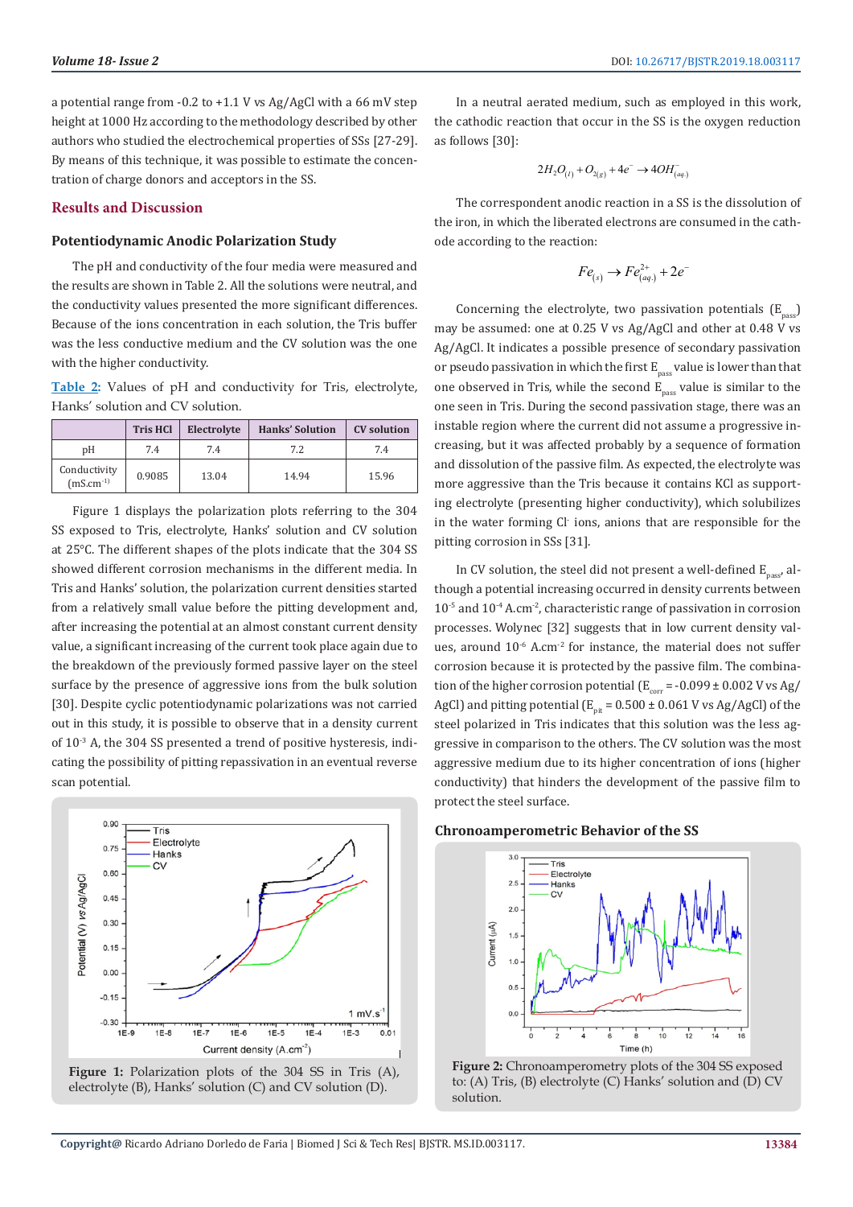a potential range from -0.2 to +1.1 V vs Ag/AgCl with a 66 mV step height at 1000 Hz according to the methodology described by other authors who studied the electrochemical properties of SSs [27-29]. By means of this technique, it was possible to estimate the concentration of charge donors and acceptors in the SS.

## Results and Discussion

### Potentiodynamic Anodic Polarization Study

The pH and conductivity of the four media were measured and the results are shown in Table 2. All the solutions were neutral, and the conductivity values presented the more significant differences. Because of the ions concentration in each solution, the Tris buffer was the less conductive medium and the CV solution was the one with the higher conductivity.

Table 2: Values of pH and conductivity for Tris, electrolyte, Hanks' solution and CV solution.

| | Tris HCl | Electrolyte | Hanks' Solution | CV solution |
|---|---|---|---|---|
| pH | 7.4 | 7.4 | 7.2 | 7.4 |
| Conductivity ($mS.cm^{-1}$) | 0.9085 | 13.04 | 14.94 | 15.96 |

Figure 1 displays the polarization plots referring to the 304 SS exposed to Tris, electrolyte, Hanks' solution and CV solution at 25°C. The different shapes of the plots indicate that the 304 SS showed different corrosion mechanisms in the different media. In Tris and Hanks' solution, the polarization current densities started from a relatively small value before the pitting development and, after increasing the potential at an almost constant current density value, a significant increasing of the current took place again due to the breakdown of the previously formed passive layer on the steel surface by the presence of aggressive ions from the bulk solution [30]. Despite cyclic potentiodynamic polarizations was not carried out in this study, it is possible to observe that in a density current of $10^{-3}$ A, the 304 SS presented a trend of positive hysteresis, indicating the possibility of pitting repassivation in an eventual reverse scan potential.

Figure 1: Polarization plots of the 304 SS in Tris (A), electrolyte (B), Hanks' solution (C) and CV solution (D).

In a neutral aerated medium, such as employed in this work, the cathodic reaction that occur in the SS is the oxygen reduction as follows [30]:

$$2H_2O_{(l)} + O_{2(g)} + 4e^- \rightarrow 4OH^-_{(aq.)}$$

The correspondent anodic reaction in a SS is the dissolution of the iron, in which the liberated electrons are consumed in the cathode according to the reaction:

$$Fe_{(s)} \rightarrow Fe^{2+}_{(aq.)} + 2e^-$$

Concerning the electrolyte, two passivation potentials ($E_{pass}$) may be assumed: one at 0.25 V vs Ag/AgCl and other at 0.48 V vs Ag/AgCl. It indicates a possible presence of secondary passivation or pseudo passivation in which the first $E_{pass}$ value is lower than that one observed in Tris, while the second $E_{pass}$ value is similar to the one seen in Tris. During the second passivation stage, there was an instable region where the current did not assume a progressive increasing, but it was affected probably by a sequence of formation and dissolution of the passive film. As expected, the electrolyte was more aggressive than the Tris because it contains KCl as supporting electrolyte (presenting higher conductivity), which solubilizes in the water forming $Cl^-$ ions, anions that are responsible for the pitting corrosion in SSs [31].

In CV solution, the steel did not present a well-defined $E_{pass}$, although a potential increasing occurred in density currents between $10^{-5}$ and $10^{-4}$ $A.cm^{-2}$, characteristic range of passivation in corrosion processes. Wolynec [32] suggests that in low current density values, around $10^{-6}$ $A.cm^{-2}$ for instance, the material does not suffer corrosion because it is protected by the passive film. The combination of the higher corrosion potential ($E_{corr}$ = -0.099 ± 0.002 V vs Ag/AgCl) and pitting potential ($E_{pit}$ = 0.500 ± 0.061 V vs Ag/AgCl) of the steel polarized in Tris indicates that this solution was the less aggressive in comparison to the others. The CV solution was the most aggressive medium due to its higher concentration of ions (higher conductivity) that hinders the development of the passive film to protect the steel surface.

### Chronoamperometric Behavior of the SS

Figure 2: Chronoamperometry plots of the 304 SS exposed to: (A) Tris, (B) electrolyte (C) Hanks' solution and (D) CV solution.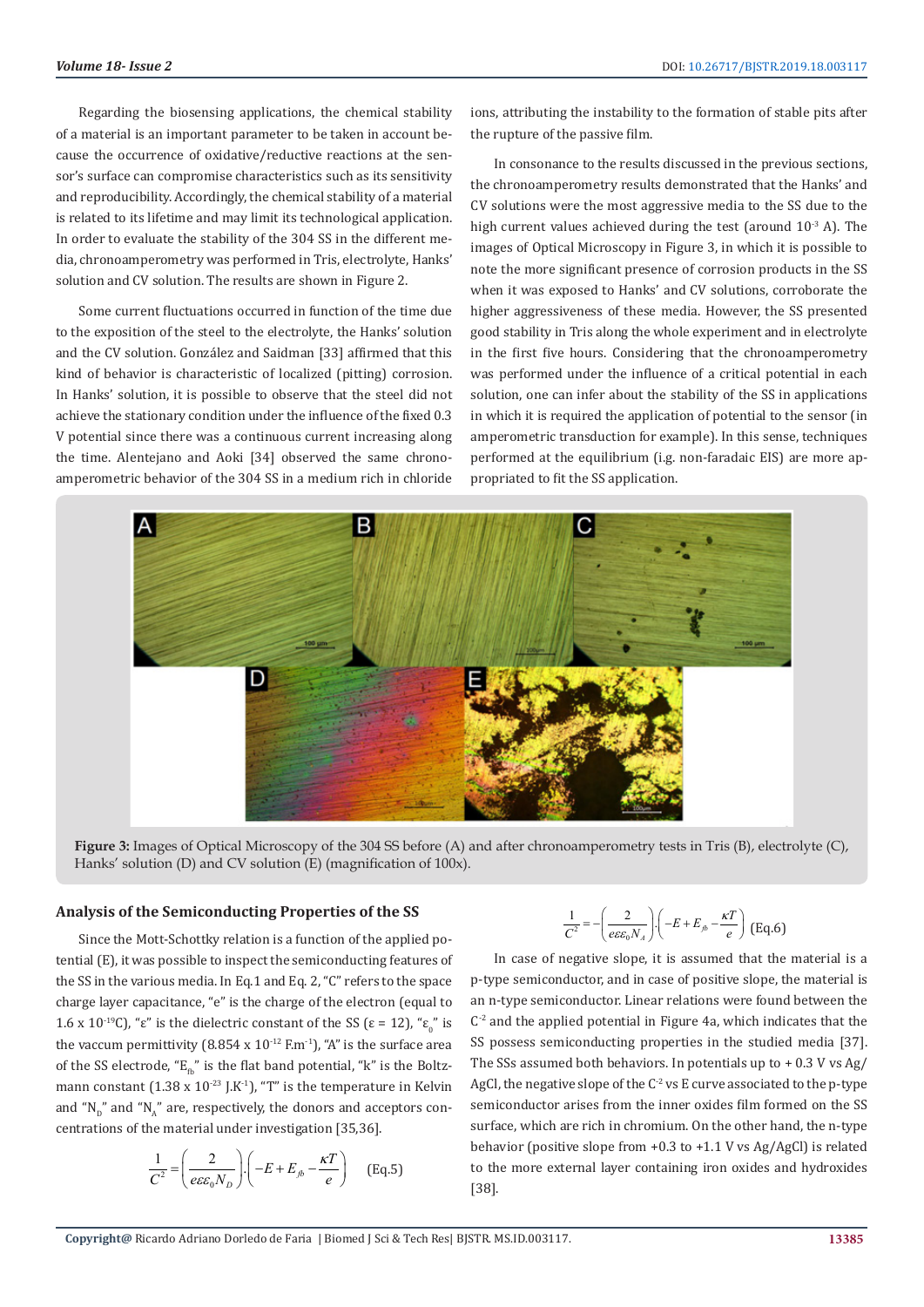Regarding the biosensing applications, the chemical stability of a material is an important parameter to be taken in account because the occurrence of oxidative/reductive reactions at the sensor's surface can compromise characteristics such as its sensitivity and reproducibility. Accordingly, the chemical stability of a material is related to its lifetime and may limit its technological application. In order to evaluate the stability of the 304 SS in the different media, chronoamperometry was performed in Tris, electrolyte, Hanks' solution and CV solution. The results are shown in Figure 2.

Some current fluctuations occurred in function of the time due to the exposition of the steel to the electrolyte, the Hanks' solution and the CV solution. González and Saidman [33] affirmed that this kind of behavior is characteristic of localized (pitting) corrosion. In Hanks' solution, it is possible to observe that the steel did not achieve the stationary condition under the influence of the fixed 0.3 V potential since there was a continuous current increasing along the time. Alentejano and Aoki [34] observed the same chronoamperometric behavior of the 304 SS in a medium rich in chloride ions, attributing the instability to the formation of stable pits after the rupture of the passive film.

In consonance to the results discussed in the previous sections, the chronoamperometry results demonstrated that the Hanks' and CV solutions were the most aggressive media to the SS due to the high current values achieved during the test (around $10^{-3}$ A). The images of Optical Microscopy in Figure 3, in which it is possible to note the more significant presence of corrosion products in the SS when it was exposed to Hanks' and CV solutions, corroborate the higher aggressiveness of these media. However, the SS presented good stability in Tris along the whole experiment and in electrolyte in the first five hours. Considering that the chronoamperometry was performed under the influence of a critical potential in each solution, one can infer about the stability of the SS in applications in which it is required the application of potential to the sensor (in amperometric transduction for example). In this sense, techniques performed at the equilibrium (i.g. non-faradaic EIS) are more appropriated to fit the SS application.

**Figure 3:** Images of Optical Microscopy of the 304 SS before (A) and after chronoamperometry tests in Tris (B), electrolyte (C), Hanks' solution (D) and CV solution (E) (magnification of 100x).

### Analysis of the Semiconducting Properties of the SS

Since the Mott-Schottky relation is a function of the applied potential (E), it was possible to inspect the semiconducting features of the SS in the various media. In Eq.1 and Eq. 2, "C" refers to the space charge layer capacitance, "e" is the charge of the electron (equal to 1.6 x $10^{-19}$C), "ε" is the dielectric constant of the SS (ε = 12), "$\varepsilon_0$" is the vaccum permittivity (8.854 x $10^{-12}$ F.m$^{-1}$), "A" is the surface area of the SS electrode, "$E_{fb}$" is the flat band potential, "k" is the Boltzmann constant (1.38 x $10^{-23}$ J.K$^{-1}$), "T" is the temperature in Kelvin and "$N_D$" and "$N_A$" are, respectively, the donors and acceptors concentrations of the material under investigation [35,36].

$$\frac{1}{C^2} = \left(\frac{2}{e\varepsilon\varepsilon_0 N_D}\right)\cdot\left(-E + E_{fb} - \frac{\kappa T}{e}\right) \quad \text{(Eq.5)}$$

$$\frac{1}{C^2} = -\left(\frac{2}{e\varepsilon\varepsilon_0 N_A}\right)\cdot\left(-E + E_{fb} - \frac{\kappa T}{e}\right) \quad \text{(Eq.6)}$$

In case of negative slope, it is assumed that the material is a p-type semiconductor, and in case of positive slope, the material is an n-type semiconductor. Linear relations were found between the $C^{-2}$ and the applied potential in Figure 4a, which indicates that the SS possess semiconducting properties in the studied media [37]. The SSs assumed both behaviors. In potentials up to + 0.3 V vs Ag/AgCl, the negative slope of the $C^{-2}$ vs E curve associated to the p-type semiconductor arises from the inner oxides film formed on the SS surface, which are rich in chromium. On the other hand, the n-type behavior (positive slope from +0.3 to +1.1 V vs Ag/AgCl) is related to the more external layer containing iron oxides and hydroxides [38].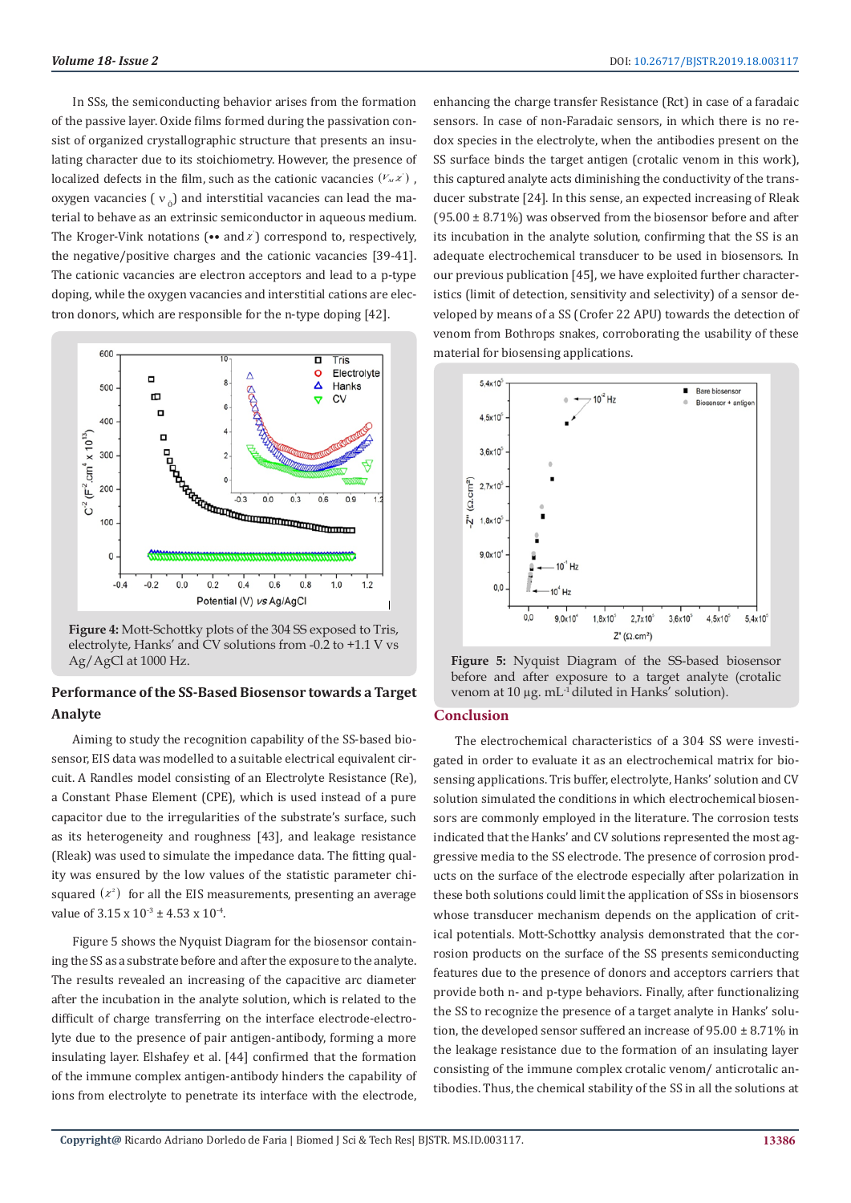In SSs, the semiconducting behavior arises from the formation of the passive layer. Oxide films formed during the passivation consist of organized crystallographic structure that presents an insulating character due to its stoichiometry. However, the presence of localized defects in the film, such as the cationic vacancies ($V_M{}^{x'}$), oxygen vacancies ( $v_0$) and interstitial vacancies can lead the material to behave as an extrinsic semiconductor in aqueous medium. The Kroger-Vink notations (•• and $x'$) correspond to, respectively, the negative/positive charges and the cationic vacancies [39-41]. The cationic vacancies are electron acceptors and lead to a p-type doping, while the oxygen vacancies and interstitial cations are electron donors, which are responsible for the n-type doping [42].

**Figure 4:** Mott-Schottky plots of the 304 SS exposed to Tris, electrolyte, Hanks' and CV solutions from -0.2 to +1.1 V vs Ag/AgCl at 1000 Hz.

## Performance of the SS-Based Biosensor towards a Target Analyte

Aiming to study the recognition capability of the SS-based biosensor, EIS data was modelled to a suitable electrical equivalent circuit. A Randles model consisting of an Electrolyte Resistance (Re), a Constant Phase Element (CPE), which is used instead of a pure capacitor due to the irregularities of the substrate's surface, such as its heterogeneity and roughness [43], and leakage resistance (Rleak) was used to simulate the impedance data. The fitting quality was ensured by the low values of the statistic parameter chi-squared ($x^2$) for all the EIS measurements, presenting an average value of 3.15 x $10^{-3}$ ± 4.53 x $10^{-4}$.

Figure 5 shows the Nyquist Diagram for the biosensor containing the SS as a substrate before and after the exposure to the analyte. The results revealed an increasing of the capacitive arc diameter after the incubation in the analyte solution, which is related to the difficult of charge transferring on the interface electrode-electrolyte due to the presence of pair antigen-antibody, forming a more insulating layer. Elshafey et al. [44] confirmed that the formation of the immune complex antigen-antibody hinders the capability of ions from electrolyte to penetrate its interface with the electrode, enhancing the charge transfer Resistance (Rct) in case of a faradaic sensors. In case of non-Faradaic sensors, in which there is no redox species in the electrolyte, when the antibodies present on the SS surface binds the target antigen (crotalic venom in this work), this captured analyte acts diminishing the conductivity of the transducer substrate [24]. In this sense, an expected increasing of Rleak (95.00 ± 8.71%) was observed from the biosensor before and after its incubation in the analyte solution, confirming that the SS is an adequate electrochemical transducer to be used in biosensors. In our previous publication [45], we have exploited further characteristics (limit of detection, sensitivity and selectivity) of a sensor developed by means of a SS (Crofer 22 APU) towards the detection of venom from Bothrops snakes, corroborating the usability of these material for biosensing applications.

**Figure 5:** Nyquist Diagram of the SS-based biosensor before and after exposure to a target analyte (crotalic venom at 10 μg. mL$^{-1}$ diluted in Hanks' solution).

## Conclusion

The electrochemical characteristics of a 304 SS were investigated in order to evaluate it as an electrochemical matrix for biosensing applications. Tris buffer, electrolyte, Hanks' solution and CV solution simulated the conditions in which electrochemical biosensors are commonly employed in the literature. The corrosion tests indicated that the Hanks' and CV solutions represented the most aggressive media to the SS electrode. The presence of corrosion products on the surface of the electrode especially after polarization in these both solutions could limit the application of SSs in biosensors whose transducer mechanism depends on the application of critical potentials. Mott-Schottky analysis demonstrated that the corrosion products on the surface of the SS presents semiconducting features due to the presence of donors and acceptors carriers that provide both n- and p-type behaviors. Finally, after functionalizing the SS to recognize the presence of a target analyte in Hanks' solution, the developed sensor suffered an increase of 95.00 ± 8.71% in the leakage resistance due to the formation of an insulating layer consisting of the immune complex crotalic venom/ anticrotalic antibodies. Thus, the chemical stability of the SS in all the solutions at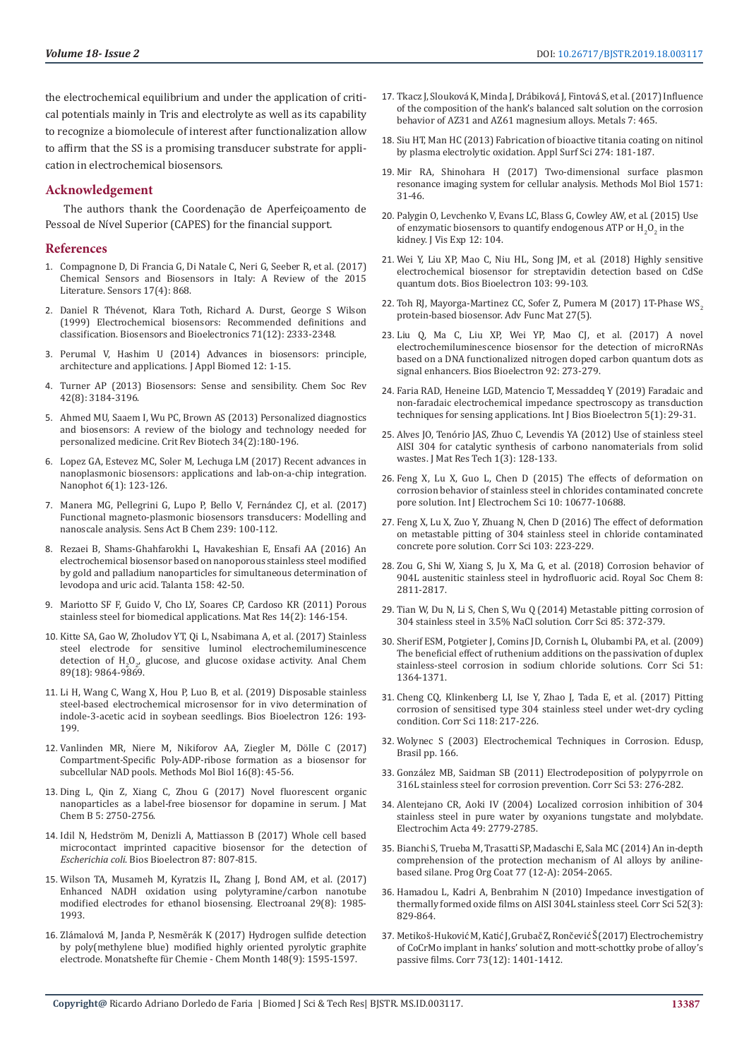the electrochemical equilibrium and under the application of critical potentials mainly in Tris and electrolyte as well as its capability to recognize a biomolecule of interest after functionalization allow to affirm that the SS is a promising transducer substrate for application in electrochemical biosensors.

## Acknowledgement

The authors thank the Coordenação de Aperfeiçoamento de Pessoal de Nível Superior (CAPES) for the financial support.

## References

1. Compagnone D, Di Francia G, Di Natale C, Neri G, Seeber R, et al. (2017) Chemical Sensors and Biosensors in Italy: A Review of the 2015 Literature. Sensors 17(4): 868.
2. Daniel R Thévenot, Klara Toth, Richard A. Durst, George S Wilson (1999) Electrochemical biosensors: Recommended definitions and classification. Biosensors and Bioelectronics 71(12): 2333-2348.
3. Perumal V, Hashim U (2014) Advances in biosensors: principle, architecture and applications. J Appl Biomed 12: 1-15.
4. Turner AP (2013) Biosensors: Sense and sensibility. Chem Soc Rev 42(8): 3184-3196.
5. Ahmed MU, Saaem I, Wu PC, Brown AS (2013) Personalized diagnostics and biosensors: A review of the biology and technology needed for personalized medicine. Crit Rev Biotech 34(2):180-196.
6. Lopez GA, Estevez MC, Soler M, Lechuga LM (2017) Recent advances in nanoplasmonic biosensors: applications and lab-on-a-chip integration. Nanophot 6(1): 123-126.
7. Manera MG, Pellegrini G, Lupo P, Bello V, Fernández CJ, et al. (2017) Functional magneto-plasmonic biosensors transducers: Modelling and nanoscale analysis. Sens Act B Chem 239: 100-112.
8. Rezaei B, Shams-Ghahfarokhi L, Havakeshian E, Ensafi AA (2016) An electrochemical biosensor based on nanoporous stainless steel modified by gold and palladium nanoparticles for simultaneous determination of levodopa and uric acid. Talanta 158: 42-50.
9. Mariotto SF F, Guido V, Cho LY, Soares CP, Cardoso KR (2011) Porous stainless steel for biomedical applications. Mat Res 14(2): 146-154.
10. Kitte SA, Gao W, Zholudov YT, Qi L, Nsabimana A, et al. (2017) Stainless steel electrode for sensitive luminol electrochemiluminescence detection of $H_2O_2$, glucose, and glucose oxidase activity. Anal Chem 89(18): 9864-9869.
11. Li H, Wang C, Wang X, Hou P, Luo B, et al. (2019) Disposable stainless steel-based electrochemical microsensor for in vivo determination of indole-3-acetic acid in soybean seedlings. Bios Bioelectron 126: 193-199.
12. Vanlinden MR, Niere M, Nikiforov AA, Ziegler M, Dölle C (2017) Compartment-Specific Poly-ADP-ribose formation as a biosensor for subcellular NAD pools. Methods Mol Biol 16(8): 45-56.
13. Ding L, Qin Z, Xiang C, Zhou G (2017) Novel fluorescent organic nanoparticles as a label-free biosensor for dopamine in serum. J Mat Chem B 5: 2750-2756.
14. Idil N, Hedström M, Denizli A, Mattiasson B (2017) Whole cell based microcontact imprinted capacitive biosensor for the detection of *Escherichia coli*. Bios Bioelectron 87: 807-815.
15. Wilson TA, Musameh M, Kyratzis IL, Zhang J, Bond AM, et al. (2017) Enhanced NADH oxidation using polytyramine/carbon nanotube modified electrodes for ethanol biosensing. Electroanal 29(8): 1985-1993.
16. Zlámalová M, Janda P, Nesměrák K (2017) Hydrogen sulfide detection by poly(methylene blue) modified highly oriented pyrolytic graphite electrode. Monatshefte für Chemie - Chem Month 148(9): 1595-1597.
17. Tkacz J, Slouková K, Minda J, Drábiková J, Fintová S, et al. (2017) Influence of the composition of the hank's balanced salt solution on the corrosion behavior of AZ31 and AZ61 magnesium alloys. Metals 7: 465.
18. Siu HT, Man HC (2013) Fabrication of bioactive titania coating on nitinol by plasma electrolytic oxidation. Appl Surf Sci 274: 181-187.
19. Mir RA, Shinohara H (2017) Two-dimensional surface plasmon resonance imaging system for cellular analysis. Methods Mol Biol 1571: 31-46.
20. Palygin O, Levchenko V, Evans LC, Blass G, Cowley AW, et al. (2015) Use of enzymatic biosensors to quantify endogenous ATP or $H_2O_2$ in the kidney. J Vis Exp 12: 104.
21. Wei Y, Liu XP, Mao C, Niu HL, Song JM, et al. (2018) Highly sensitive electrochemical biosensor for streptavidin detection based on CdSe quantum dots. Bios Bioelectron 103: 99-103.
22. Toh RJ, Mayorga-Martinez CC, Sofer Z, Pumera M (2017) 1T-Phase $WS_2$ protein-based biosensor. Adv Func Mat 27(5).
23. Liu Q, Ma C, Liu XP, Wei YP, Mao CJ, et al. (2017) A novel electrochemiluminescence biosensor for the detection of microRNAs based on a DNA functionalized nitrogen doped carbon quantum dots as signal enhancers. Bios Bioelectron 92: 273-279.
24. Faria RAD, Heneine LGD, Matencio T, Messaddeq Y (2019) Faradaic and non-faradaic electrochemical impedance spectroscopy as transduction techniques for sensing applications. Int J Bios Bioelectron 5(1): 29-31.
25. Alves JO, Tenório JAS, Zhuo C, Levendis YA (2012) Use of stainless steel AISI 304 for catalytic synthesis of carbono nanomaterials from solid wastes. J Mat Res Tech 1(3): 128-133.
26. Feng X, Lu X, Guo L, Chen D (2015) The effects of deformation on corrosion behavior of stainless steel in chlorides contaminated concrete pore solution. Int J Electrochem Sci 10: 10677-10688.
27. Feng X, Lu X, Zuo Y, Zhuang N, Chen D (2016) The effect of deformation on metastable pitting of 304 stainless steel in chloride contaminated concrete pore solution. Corr Sci 103: 223-229.
28. Zou G, Shi W, Xiang S, Ju X, Ma G, et al. (2018) Corrosion behavior of 904L austenitic stainless steel in hydrofluoric acid. Royal Soc Chem 8: 2811-2817.
29. Tian W, Du N, Li S, Chen S, Wu Q (2014) Metastable pitting corrosion of 304 stainless steel in 3.5% NaCl solution. Corr Sci 85: 372-379.
30. Sherif ESM, Potgieter J, Comins JD, Cornish L, Olubambi PA, et al. (2009) The beneficial effect of ruthenium additions on the passivation of duplex stainless-steel corrosion in sodium chloride solutions. Corr Sci 51: 1364-1371.
31. Cheng CQ, Klinkenberg LI, Ise Y, Zhao J, Tada E, et al. (2017) Pitting corrosion of sensitised type 304 stainless steel under wet-dry cycling condition. Corr Sci 118: 217-226.
32. Wolynec S (2003) Electrochemical Techniques in Corrosion. Edusp, Brasil pp. 166.
33. González MB, Saidman SB (2011) Electrodeposition of polypyrrole on 316L stainless steel for corrosion prevention. Corr Sci 53: 276-282.
34. Alentejano CR, Aoki IV (2004) Localized corrosion inhibition of 304 stainless steel in pure water by oxyanions tungstate and molybdate. Electrochim Acta 49: 2779-2785.
35. Bianchi S, Trueba M, Trasatti SP, Madaschi E, Sala MC (2014) An in-depth comprehension of the protection mechanism of Al alloys by aniline-based silane. Prog Org Coat 77 (12-A): 2054-2065.
36. Hamadou L, Kadri A, Benbrahim N (2010) Impedance investigation of thermally formed oxide films on AISI 304L stainless steel. Corr Sci 52(3): 829-864.
37. Metikoš-Huković M, Katić J, Grubač Z, Rončević Š (2017) Electrochemistry of CoCrMo implant in hanks' solution and mott-schottky probe of alloy's passive films. Corr 73(12): 1401-1412.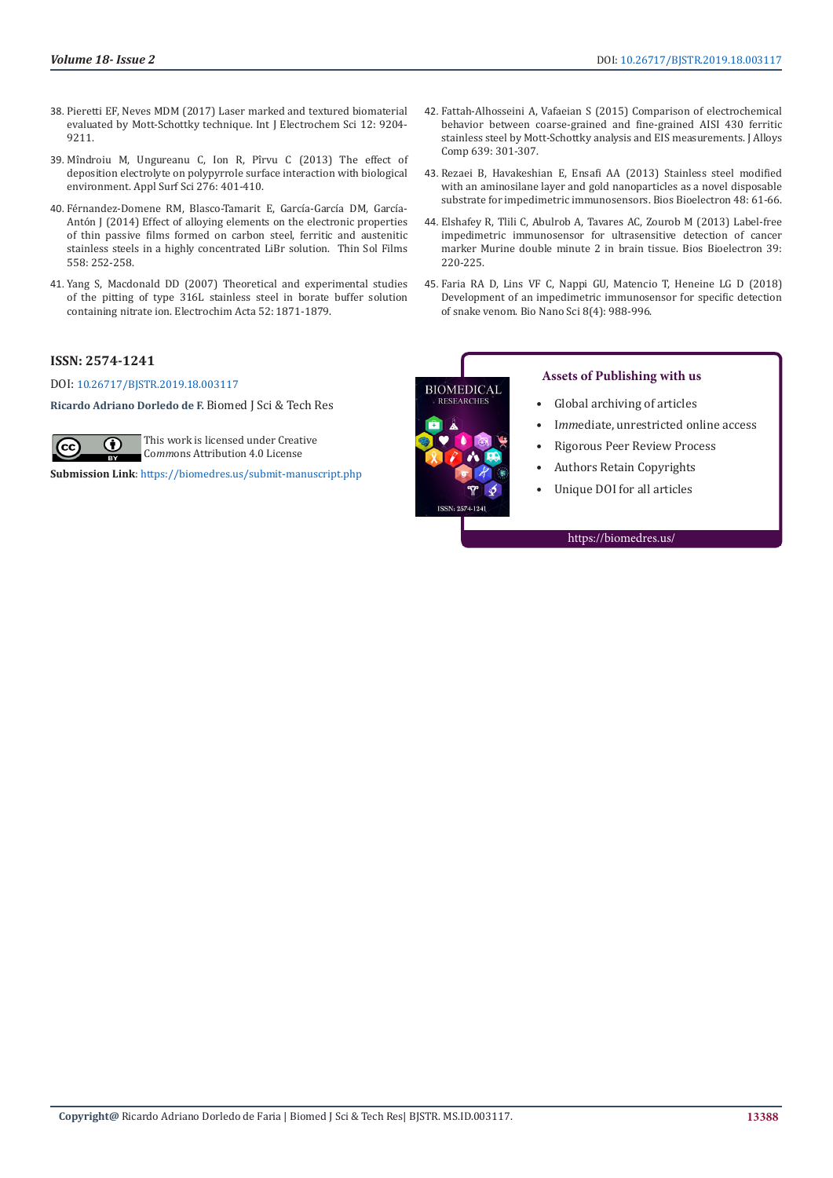38. Pieretti EF, Neves MDM (2017) Laser marked and textured biomaterial evaluated by Mott-Schottky technique. Int J Electrochem Sci 12: 9204-9211.
39. Mîndroiu M, Ungureanu C, Ion R, Pîrvu C (2013) The effect of deposition electrolyte on polypyrrole surface interaction with biological environment. Appl Surf Sci 276: 401-410.
40. Férnandez-Domene RM, Blasco-Tamarit E, García-García DM, García-Antón J (2014) Effect of alloying elements on the electronic properties of thin passive films formed on carbon steel, ferritic and austenitic stainless steels in a highly concentrated LiBr solution. Thin Sol Films 558: 252-258.
41. Yang S, Macdonald DD (2007) Theoretical and experimental studies of the pitting of type 316L stainless steel in borate buffer solution containing nitrate ion. Electrochim Acta 52: 1871-1879.
42. Fattah-Alhosseini A, Vafaeian S (2015) Comparison of electrochemical behavior between coarse-grained and fine-grained AISI 430 ferritic stainless steel by Mott-Schottky analysis and EIS measurements. J Alloys Comp 639: 301-307.
43. Rezaei B, Havakeshian E, Ensafi AA (2013) Stainless steel modified with an aminosilane layer and gold nanoparticles as a novel disposable substrate for impedimetric immunosensors. Bios Bioelectron 48: 61-66.
44. Elshafey R, Tlili C, Abulrob A, Tavares AC, Zourob M (2013) Label-free impedimetric immunosensor for ultrasensitive detection of cancer marker Murine double minute 2 in brain tissue. Bios Bioelectron 39: 220-225.
45. Faria RA D, Lins VF C, Nappi GU, Matencio T, Heneine LG D (2018) Development of an impedimetric immunosensor for specific detection of snake venom. Bio Nano Sci 8(4): 988-996.

**ISSN: 2574-1241**

DOI: 10.26717/BJSTR.2019.18.003117

**Ricardo Adriano Dorledo de F.** Biomed J Sci & Tech Res

This work is licensed under Creative Commons Attribution 4.0 License

**Submission Link**: https://biomedres.us/submit-manuscript.php

**Assets of Publishing with us**

- Global archiving of articles
- Immediate, unrestricted online access
- Rigorous Peer Review Process
- Authors Retain Copyrights
- Unique DOI for all articles

https://biomedres.us/